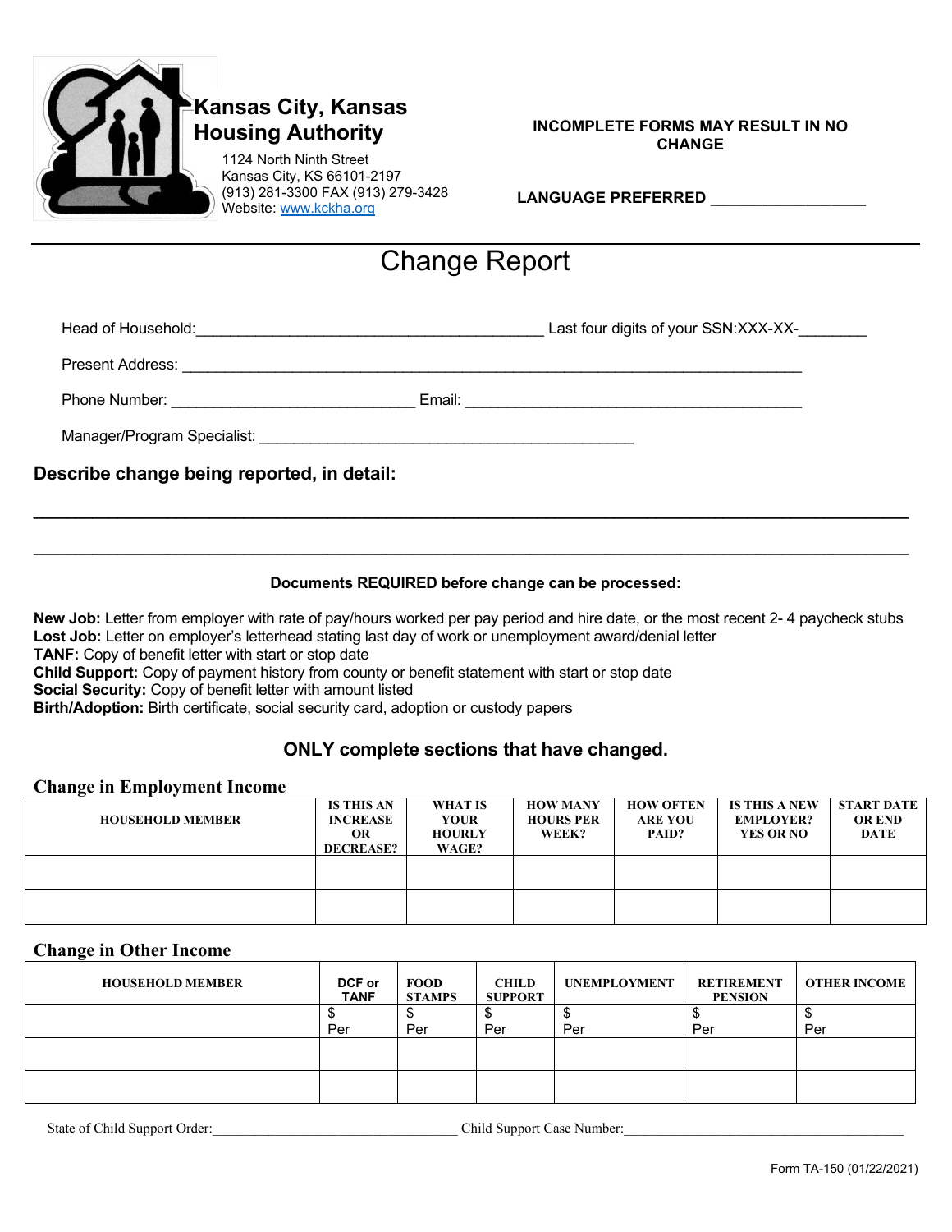**Kansas City, Kansas Housing Authority**

1124 North Ninth Street
Kansas City, KS 66101-2197
(913) 281-3300 FAX (913) 279-3428
Website: www.kckha.org

**INCOMPLETE FORMS MAY RESULT IN NO CHANGE**

**LANGUAGE PREFERRED ________________**

# Change Report

Head of Household:________________________________________ Last four digits of your SSN:XXX-XX-________

Present Address: ________________________________________________________________________

Phone Number: ____________________________ Email: _______________________________________

Manager/Program Specialist: ___________________________________________

## Describe change being reported, in detail:

______________________________________________________________________________________

______________________________________________________________________________________

**Documents REQUIRED before change can be processed:**

**New Job:** Letter from employer with rate of pay/hours worked per pay period and hire date, or the most recent 2- 4 paycheck stubs
**Lost Job:** Letter on employer's letterhead stating last day of work or unemployment award/denial letter
**TANF:** Copy of benefit letter with start or stop date
**Child Support:** Copy of payment history from county or benefit statement with start or stop date
**Social Security:** Copy of benefit letter with amount listed
**Birth/Adoption:** Birth certificate, social security card, adoption or custody papers

**ONLY complete sections that have changed.**

### Change in Employment Income

| HOUSEHOLD MEMBER | IS THIS AN INCREASE OR DECREASE? | WHAT IS YOUR HOURLY WAGE? | HOW MANY HOURS PER WEEK? | HOW OFTEN ARE YOU PAID? | IS THIS A NEW EMPLOYER? YES OR NO | START DATE OR END DATE |
|---|---|---|---|---|---|---|
| | | | | | | |
| | | | | | | |

### Change in Other Income

| HOUSEHOLD MEMBER | DCF or TANF | FOOD STAMPS | CHILD SUPPORT | UNEMPLOYMENT | RETIREMENT PENSION | OTHER INCOME |
|---|---|---|---|---|---|---|
| | $ Per | $ Per | $ Per | $ Per | $ Per | $ Per |
| | | | | | | |
| | | | | | | |

State of Child Support Order:_________________________________ Child Support Case Number:_____________________________________

Form TA-150 (01/22/2021)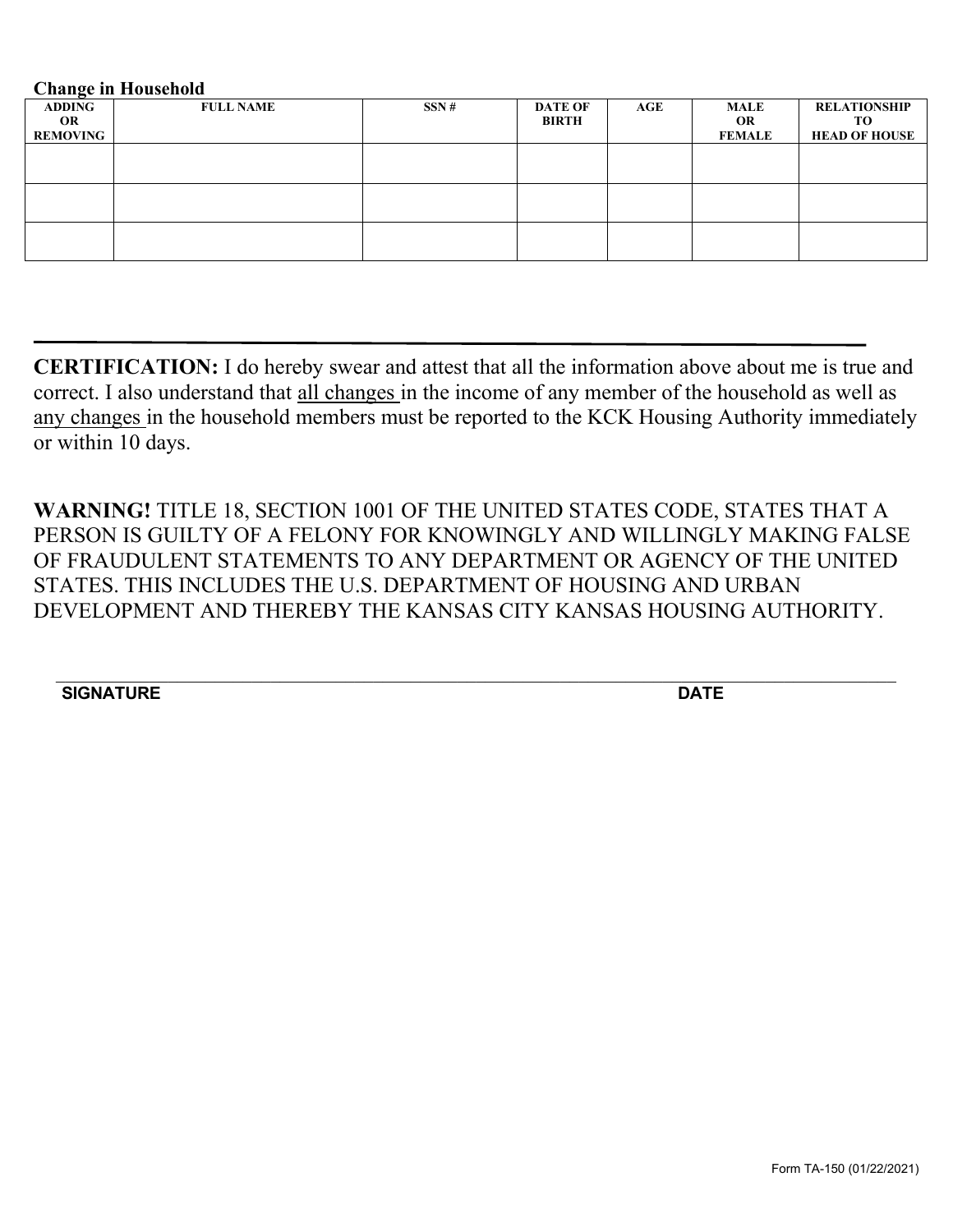**Change in Household**

| ADDING OR REMOVING | FULL NAME | SSN # | DATE OF BIRTH | AGE | MALE OR FEMALE | RELATIONSHIP TO HEAD OF HOUSE |
|---|---|---|---|---|---|---|
| | | | | | | |
| | | | | | | |
| | | | | | | |

---

**CERTIFICATION:** I do hereby swear and attest that all the information above about me is true and correct. I also understand that all changes in the income of any member of the household as well as any changes in the household members must be reported to the KCK Housing Authority immediately or within 10 days.

**WARNING!** TITLE 18, SECTION 1001 OF THE UNITED STATES CODE, STATES THAT A PERSON IS GUILTY OF A FELONY FOR KNOWINGLY AND WILLINGLY MAKING FALSE OF FRAUDULENT STATEMENTS TO ANY DEPARTMENT OR AGENCY OF THE UNITED STATES. THIS INCLUDES THE U.S. DEPARTMENT OF HOUSING AND URBAN DEVELOPMENT AND THEREBY THE KANSAS CITY KANSAS HOUSING AUTHORITY.

**SIGNATURE** **DATE**

Form TA-150 (01/22/2021)